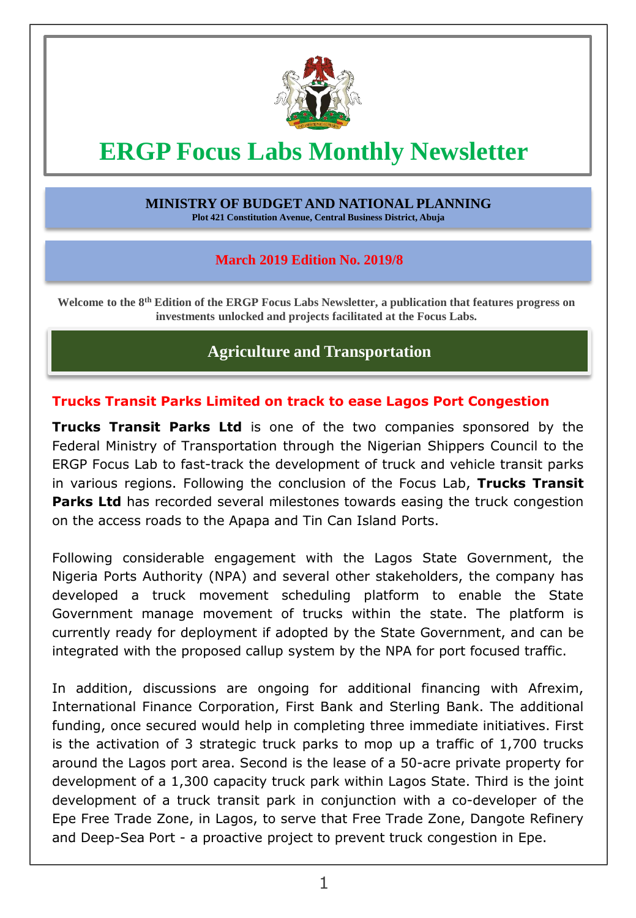# ERGP Focus Labs Monthly Newsletter

**MINISTRY OF BUDGET AND NATIONAL PLANNING**
**Plot 421 Constitution Avenue, Central Business District, Abuja**

**March 2019 Edition No. 2019/8**

**Welcome to the 8th Edition of the ERGP Focus Labs Newsletter, a publication that features progress on investments unlocked and projects facilitated at the Focus Labs.**

## Agriculture and Transportation

### Trucks Transit Parks Limited on track to ease Lagos Port Congestion

**Trucks Transit Parks Ltd** is one of the two companies sponsored by the Federal Ministry of Transportation through the Nigerian Shippers Council to the ERGP Focus Lab to fast-track the development of truck and vehicle transit parks in various regions. Following the conclusion of the Focus Lab, **Trucks Transit Parks Ltd** has recorded several milestones towards easing the truck congestion on the access roads to the Apapa and Tin Can Island Ports.

Following considerable engagement with the Lagos State Government, the Nigeria Ports Authority (NPA) and several other stakeholders, the company has developed a truck movement scheduling platform to enable the State Government manage movement of trucks within the state. The platform is currently ready for deployment if adopted by the State Government, and can be integrated with the proposed callup system by the NPA for port focused traffic.

In addition, discussions are ongoing for additional financing with Afrexim, International Finance Corporation, First Bank and Sterling Bank. The additional funding, once secured would help in completing three immediate initiatives. First is the activation of 3 strategic truck parks to mop up a traffic of 1,700 trucks around the Lagos port area. Second is the lease of a 50-acre private property for development of a 1,300 capacity truck park within Lagos State. Third is the joint development of a truck transit park in conjunction with a co-developer of the Epe Free Trade Zone, in Lagos, to serve that Free Trade Zone, Dangote Refinery and Deep-Sea Port - a proactive project to prevent truck congestion in Epe.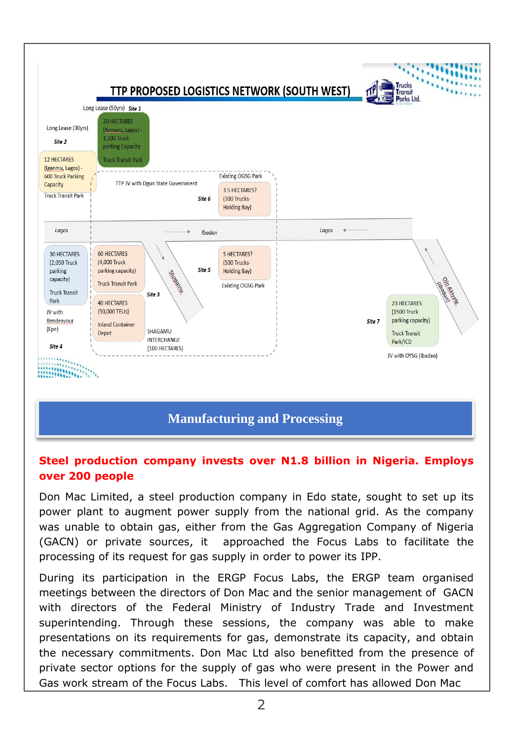TTP PROPOSED LOGISTICS NETWORK (SOUTH WEST)

Trucks Transit Parks Ltd.

Long Lease (50yrs) Site 1

20 HECTARES (Amuwo, Lagos) - 1,300 Truck parking Capacity

Truck Transit Park

Long Lease (30yrs)

Site 2

12 HECTARES (Iganmu, Lagos) - 600 Truck Parking Capacity

Truck Transit Park

TTP JV with Ogun State Government

Existing OGSG Park

Site 6

3.5 HECTARES? (300 Trucks-Holding Bay)

Lagos

Ibadan

Lagos

30 HECTARES (2,050 Truck parking capacity)

Truck Transit Park

JV with Rendeavour (Epe)

Site 4

60 HECTARES (4,000 Truck parking capacity)

Truck Transit Park

Site 3

Shagamu

40 HECTARES (50,000 TEUs)

Inland Container Depot

SHAGAMU INTERCHANGE (100 HECTARES)

Site 5

5 HECTARES? (500 Trucks-Holding Bay)

Existing OGSG Park

Ojo Akinyele (Ibadan)

Site 7

23 HECTARES (1500 Truck parking capacity)

Truck Transit Park/ICD

JV with OYSG (Ibadan)

## Manufacturing and Processing

### Steel production company invests over N1.8 billion in Nigeria. Employs over 200 people

Don Mac Limited, a steel production company in Edo state, sought to set up its power plant to augment power supply from the national grid. As the company was unable to obtain gas, either from the Gas Aggregation Company of Nigeria (GACN) or private sources, it approached the Focus Labs to facilitate the processing of its request for gas supply in order to power its IPP.

During its participation in the ERGP Focus Labs, the ERGP team organised meetings between the directors of Don Mac and the senior management of GACN with directors of the Federal Ministry of Industry Trade and Investment superintending. Through these sessions, the company was able to make presentations on its requirements for gas, demonstrate its capacity, and obtain the necessary commitments. Don Mac Ltd also benefitted from the presence of private sector options for the supply of gas who were present in the Power and Gas work stream of the Focus Labs. This level of comfort has allowed Don Mac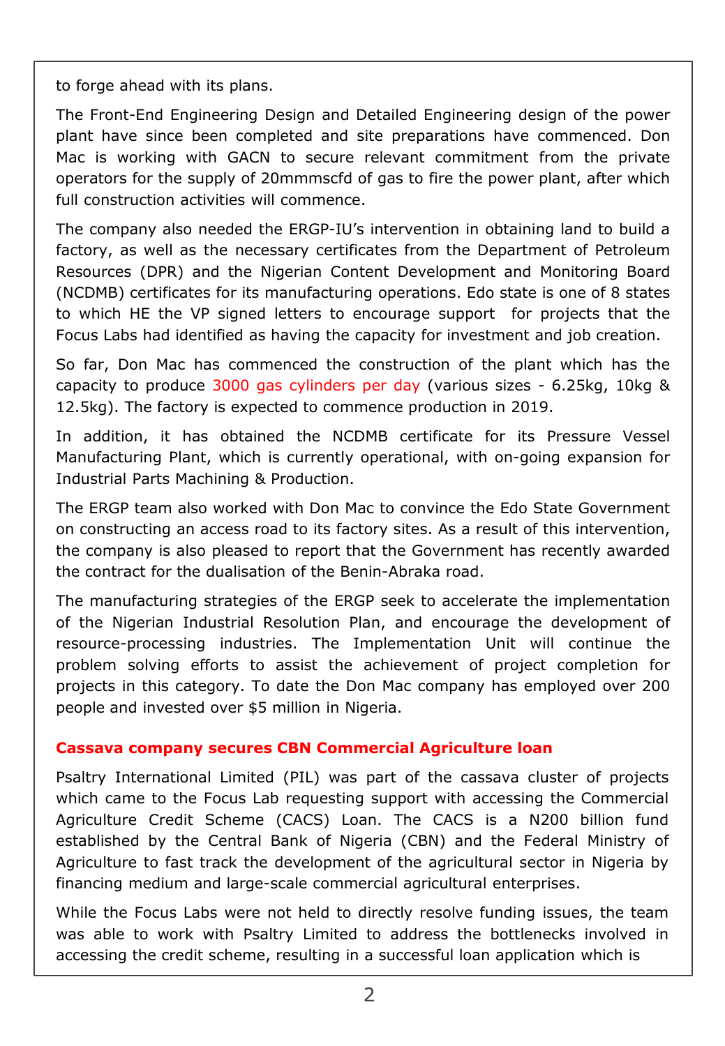to forge ahead with its plans.

The Front-End Engineering Design and Detailed Engineering design of the power plant have since been completed and site preparations have commenced. Don Mac is working with GACN to secure relevant commitment from the private operators for the supply of 20mmmscfd of gas to fire the power plant, after which full construction activities will commence.

The company also needed the ERGP-IU's intervention in obtaining land to build a factory, as well as the necessary certificates from the Department of Petroleum Resources (DPR) and the Nigerian Content Development and Monitoring Board (NCDMB) certificates for its manufacturing operations. Edo state is one of 8 states to which HE the VP signed letters to encourage support for projects that the Focus Labs had identified as having the capacity for investment and job creation.

So far, Don Mac has commenced the construction of the plant which has the capacity to produce 3000 gas cylinders per day (various sizes - 6.25kg, 10kg & 12.5kg). The factory is expected to commence production in 2019.

In addition, it has obtained the NCDMB certificate for its Pressure Vessel Manufacturing Plant, which is currently operational, with on-going expansion for Industrial Parts Machining & Production.

The ERGP team also worked with Don Mac to convince the Edo State Government on constructing an access road to its factory sites. As a result of this intervention, the company is also pleased to report that the Government has recently awarded the contract for the dualisation of the Benin-Abraka road.

The manufacturing strategies of the ERGP seek to accelerate the implementation of the Nigerian Industrial Resolution Plan, and encourage the development of resource-processing industries. The Implementation Unit will continue the problem solving efforts to assist the achievement of project completion for projects in this category. To date the Don Mac company has employed over 200 people and invested over $5 million in Nigeria.

**Cassava company secures CBN Commercial Agriculture loan**

Psaltry International Limited (PIL) was part of the cassava cluster of projects which came to the Focus Lab requesting support with accessing the Commercial Agriculture Credit Scheme (CACS) Loan. The CACS is a N200 billion fund established by the Central Bank of Nigeria (CBN) and the Federal Ministry of Agriculture to fast track the development of the agricultural sector in Nigeria by financing medium and large-scale commercial agricultural enterprises.

While the Focus Labs were not held to directly resolve funding issues, the team was able to work with Psaltry Limited to address the bottlenecks involved in accessing the credit scheme, resulting in a successful loan application which is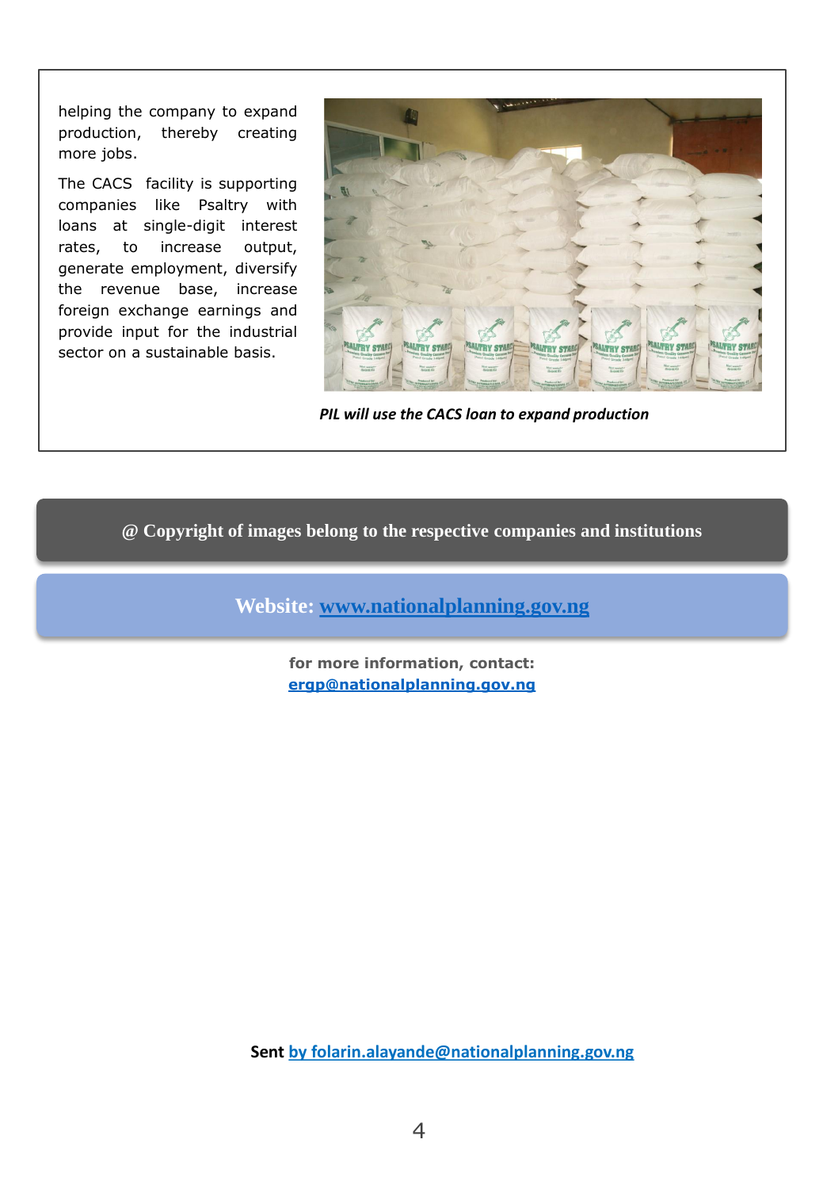helping the company to expand production, thereby creating more jobs.

The CACS facility is supporting companies like Psaltry with loans at single-digit interest rates, to increase output, generate employment, diversify the revenue base, increase foreign exchange earnings and provide input for the industrial sector on a sustainable basis.

*PIL will use the CACS loan to expand production*

**@ Copyright of images belong to the respective companies and institutions**

**Website: [www.nationalplanning.gov.ng](http://www.nationalplanning.gov.ng)**

**for more information, contact:**
**ergp@nationalplanning.gov.ng**

**Sent** by folarin.alayande@nationalplanning.gov.ng